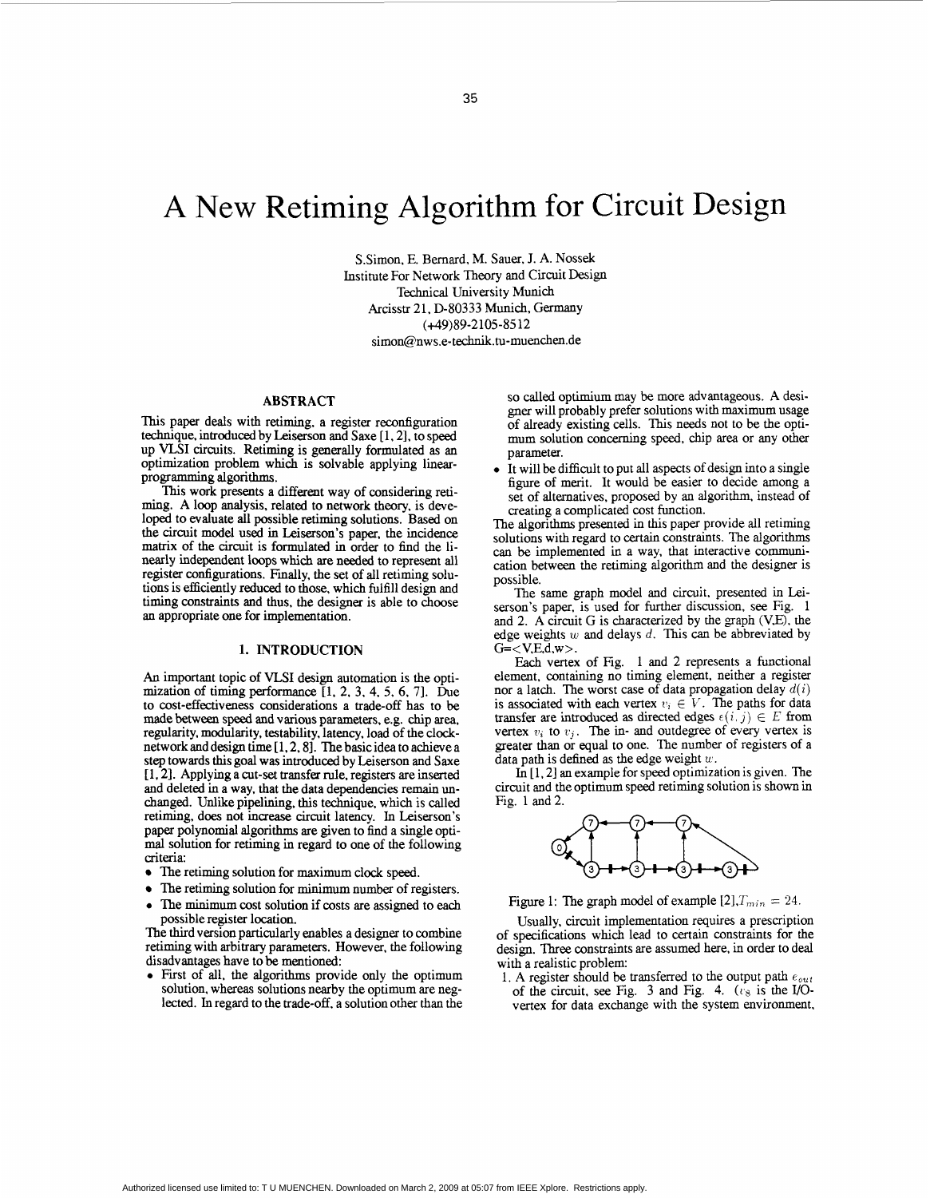# A New Retiming Algorithm for Circuit Design

S.Simon, E. Bernard, M. Sauer, J. A. Nossek
Institute For Network Theory and Circuit Design
Technical University Munich
Arcisstr 21, D-80333 Munich, Germany
(+49)89-2105-8512
simon@nws.e-technik.tu-muenchen.de

## ABSTRACT

This paper deals with retiming, a register reconfiguration technique, introduced by Leiserson and Saxe [1, 2], to speed up VLSI circuits. Retiming is generally formulated as an optimization problem which is solvable applying linear-programming algorithms.

This work presents a different way of considering retiming. A loop analysis, related to network theory, is developed to evaluate all possible retiming solutions. Based on the circuit model used in Leiserson's paper, the incidence matrix of the circuit is formulated in order to find the linearly independent loops which are needed to represent all register configurations. Finally, the set of all retiming solutions is efficiently reduced to those, which fulfill design and timing constraints and thus, the designer is able to choose an appropriate one for implementation.

## 1. INTRODUCTION

An important topic of VLSI design automation is the optimization of timing performance [1, 2, 3, 4, 5, 6, 7]. Due to cost-effectiveness considerations a trade-off has to be made between speed and various parameters, e.g. chip area, regularity, modularity, testability, latency, load of the clock-network and design time [1, 2, 8]. The basic idea to achieve a step towards this goal was introduced by Leiserson and Saxe [1, 2]. Applying a cut-set transfer rule, registers are inserted and deleted in a way, that the data dependencies remain unchanged. Unlike pipelining, this technique, which is called retiming, does not increase circuit latency. In Leiserson's paper polynomial algorithms are given to find a single optimal solution for retiming in regard to one of the following criteria:

- The retiming solution for maximum clock speed.
- The retiming solution for minimum number of registers.
- The minimum cost solution if costs are assigned to each possible register location.

The third version particularly enables a designer to combine retiming with arbitrary parameters. However, the following disadvantages have to be mentioned:

- First of all, the algorithms provide only the optimum solution, whereas solutions nearby the optimum are neglected. In regard to the trade-off, a solution other than the so called optimium may be more advantageous. A designer will probably prefer solutions with maximum usage of already existing cells. This needs not to be the optimum solution concerning speed, chip area or any other parameter.
- It will be difficult to put all aspects of design into a single figure of merit. It would be easier to decide among a set of alternatives, proposed by an algorithm, instead of creating a complicated cost function.

The algorithms presented in this paper provide all retiming solutions with regard to certain constraints. The algorithms can be implemented in a way, that interactive communication between the retiming algorithm and the designer is possible.

The same graph model and circuit, presented in Leiserson's paper, is used for further discussion, see Fig. 1 and 2. A circuit G is characterized by the graph (V,E), the edge weights $w$ and delays $d$. This can be abbreviated by G=<V,E,d,w>.

Each vertex of Fig. 1 and 2 represents a functional element, containing no timing element, neither a register nor a latch. The worst case of data propagation delay $d(i)$ is associated with each vertex $v_i \in V$. The paths for data transfer are introduced as directed edges $e(i, j) \in E$ from vertex $v_i$ to $v_j$. The in- and outdegree of every vertex is greater than or equal to one. The number of registers of a data path is defined as the edge weight $w$.

In [1, 2] an example for speed optimization is given. The circuit and the optimum speed retiming solution is shown in Fig. 1 and 2.

Figure 1: The graph model of example [2], $T_{min} = 24$.

Usually, circuit implementation requires a prescription of specifications which lead to certain constraints for the design. Three constraints are assumed here, in order to deal with a realistic problem:

1. A register should be transferred to the output path $e_{out}$ of the circuit, see Fig. 3 and Fig. 4. ($v_8$ is the I/O-vertex for data exchange with the system environment,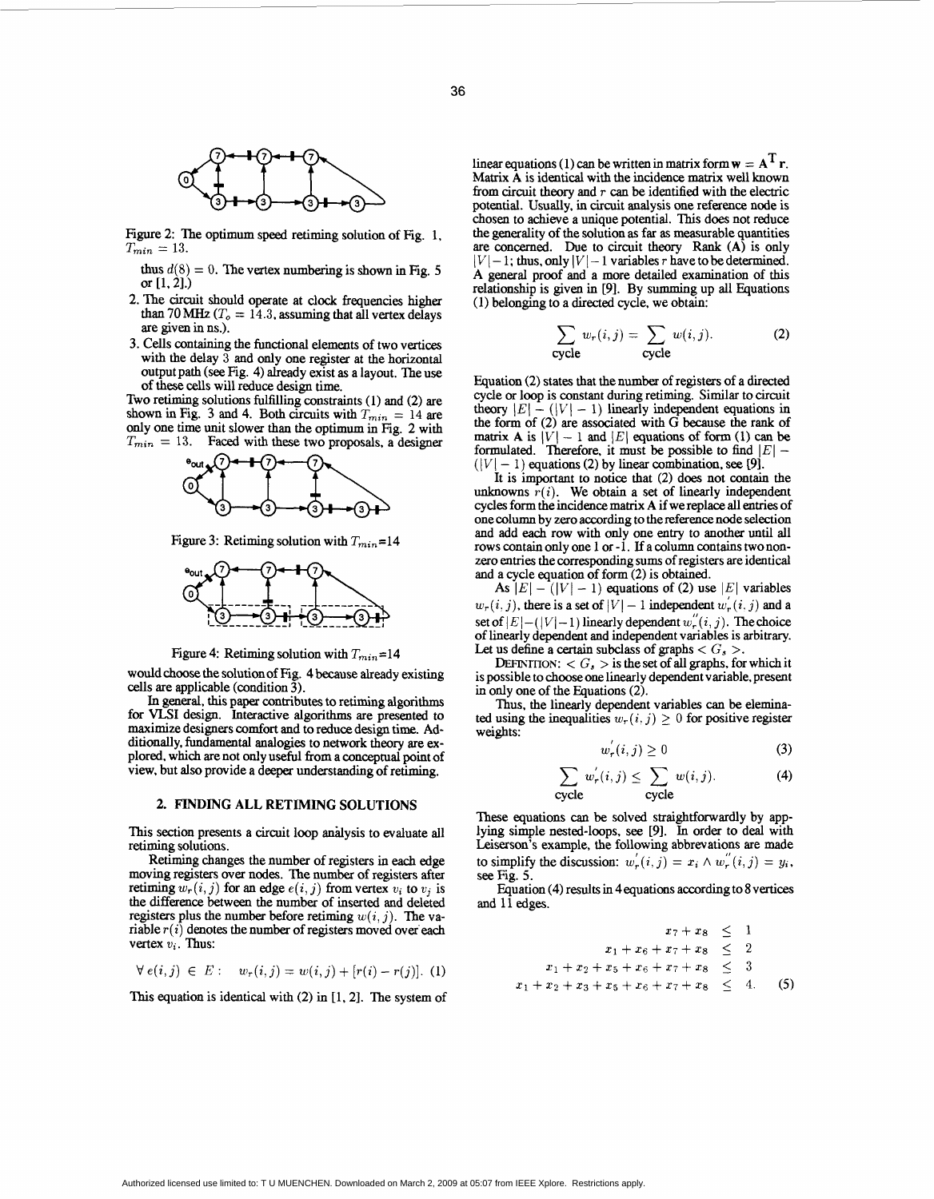Figure 2: The optimum speed retiming solution of Fig. 1, $T_{min} = 13$.

thus $d(8) = 0$. The vertex numbering is shown in Fig. 5 or [1, 2].)

2. The circuit should operate at clock frequencies higher than 70 MHz ($T_o = 14.3$, assuming that all vertex delays are given in ns.).
3. Cells containing the functional elements of two vertices with the delay 3 and only one register at the horizontal output path (see Fig. 4) already exist as a layout. The use of these cells will reduce design time.

Two retiming solutions fulfilling constraints (1) and (2) are shown in Fig. 3 and 4. Both circuits with $T_{min} = 14$ are only one time unit slower than the optimum in Fig. 2 with $T_{min} = 13$. Faced with these two proposals, a designer would choose the solution of Fig. 4 because already existing cells are applicable (condition 3).

Figure 3: Retiming solution with $T_{min}$=14

Figure 4: Retiming solution with $T_{min}$=14

In general, this paper contributes to retiming algorithms for VLSI design. Interactive algorithms are presented to maximize designers comfort and to reduce design time. Additionally, fundamental analogies to network theory are explored, which are not only useful from a conceptual point of view, but also provide a deeper understanding of retiming.

## 2. FINDING ALL RETIMING SOLUTIONS

This section presents a circuit loop analysis to evaluate all retiming solutions.

Retiming changes the number of registers in each edge moving registers over nodes. The number of registers after retiming $w_r(i, j)$ for an edge $e(i, j)$ from vertex $v_i$ to $v_j$ is the difference between the number of inserted and deleted registers plus the number before retiming $w(i, j)$. The variable $r(i)$ denotes the number of registers moved over each vertex $v_i$. Thus:

$$\forall\, e(i,j) \in E: \quad w_r(i,j) = w(i,j) + [r(i) - r(j)]. \quad (1)$$

This equation is identical with (2) in [1, 2]. The system of linear equations (1) can be written in matrix form $\mathbf{w} = \mathbf{A}^{\mathbf{T}}\mathbf{r}$. Matrix A is identical with the incidence matrix well known from circuit theory and $r$ can be identified with the electric potential. Usually, in circuit analysis one reference node is chosen to achieve a unique potential. This does not reduce the generality of the solution as far as measurable quantities are concerned. Due to circuit theory Rank (A) is only $|V| - 1$; thus, only $|V| - 1$ variables $r$ have to be determined. A general proof and a more detailed examination of this relationship is given in [9]. By summing up all Equations (1) belonging to a directed cycle, we obtain:

$$\sum_{\text{cycle}} w_r(i,j) = \sum_{\text{cycle}} w(i,j). \quad (2)$$

Equation (2) states that the number of registers of a directed cycle or loop is constant during retiming. Similar to circuit theory $|E| - (|V| - 1)$ linearly independent equations in the form of (2) are associated with G because the rank of matrix A is $|V| - 1$ and $|E|$ equations of form (1) can be formulated. Therefore, it must be possible to find $|E| - (|V| - 1)$ equations (2) by linear combination, see [9].

It is important to notice that (2) does not contain the unknowns $r(i)$. We obtain a set of linearly independent cycles form the incidence matrix A if we replace all entries of one column by zero according to the reference node selection and add each row with only one entry to another until all rows contain only one 1 or -1. If a column contains two nonzero entries the corresponding sums of registers are identical and a cycle equation of form (2) is obtained.

As $|E| - (|V| - 1)$ equations of (2) use $|E|$ variables $w_r(i, j)$, there is a set of $|V| - 1$ independent $w_r^{'}(i, j)$ and a set of $|E| - (|V| - 1)$ linearly dependent $w_r^{''}(i, j)$. The choice of linearly dependent and independent variables is arbitrary. Let us define a certain subclass of graphs $< G_s >$.

DEFINITION: $< G_s >$ is the set of all graphs, for which it is possible to choose one linearly dependent variable, present in only one of the Equations (2).

Thus, the linearly dependent variables can be eleminated using the inequalities $w_r(i, j) \geq 0$ for positive register weights:

$$w_r^{'}(i,j) \geq 0 \quad (3)$$

$$\sum_{\text{cycle}} w_r^{'}(i,j) \leq \sum_{\text{cycle}} w(i,j). \quad (4)$$

These equations can be solved straightforwardly by applying simple nested-loops, see [9]. In order to deal with Leiserson's example, the following abbrevations are made to simplify the discussion: $w_r^{'}(i, j) = x_i \wedge w_r^{''}(i, j) = y_i$, see Fig. 5.

Equation (4) results in 4 equations according to 8 vertices and 11 edges.

$$\begin{aligned} x_7 + x_8 &\leq 1 \\ x_1 + x_6 + x_7 + x_8 &\leq 2 \\ x_1 + x_2 + x_5 + x_6 + x_7 + x_8 &\leq 3 \\ x_1 + x_2 + x_3 + x_5 + x_6 + x_7 + x_8 &\leq 4. \end{aligned} \quad (5)$$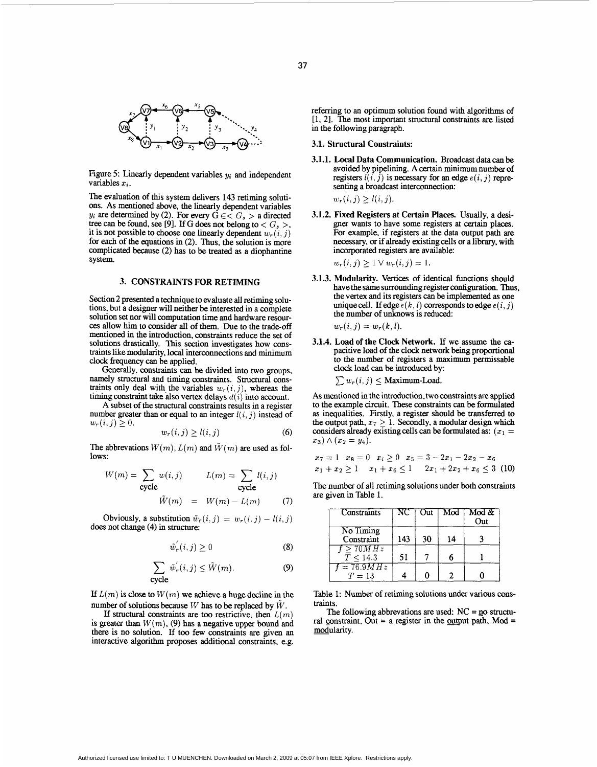Figure 5: Linearly dependent variables $y_i$ and independent variables $x_i$.

The evaluation of this system delivers 143 retiming solutions. As mentioned above, the linearly dependent variables $y_i$ are determined by (2). For every $G \in < G_s >$ a directed tree can be found, see [9]. If G does not belong to $< G_s >$, it is not possible to choose one linearly dependent $w_r(i, j)$ for each of the equations in (2). Thus, the solution is more complicated because (2) has to be treated as a diophantine system.

## 3. CONSTRAINTS FOR RETIMING

Section 2 presented a technique to evaluate all retiming solutions, but a designer will neither be interested in a complete solution set nor will computation time and hardware resources allow him to consider all of them. Due to the trade-off mentioned in the introduction, constraints reduce the set of solutions drastically. This section investigates how constraints like modularity, local interconnections and minimum clock frequency can be applied.

Generally, constraints can be divided into two groups, namely structural and timing constraints. Structural constraints only deal with the variables $w_r(i, j)$, whereas the timing constraint take also vertex delays $d(i)$ into account.

A subset of the structural constraints results in a register number greater than or equal to an integer $l(i, j)$ instead of $w_r(i, j) \geq 0$.

$$w_r(i, j) \geq l(i, j) \tag{6}$$

The abbreviations $W(m)$, $L(m)$ and $\tilde{W}(m)$ are used as follows:

$$W(m) = \sum_{\text{cycle}} w(i, j) \qquad L(m) = \sum_{\text{cycle}} l(i, j)$$

$$\tilde{W}(m) = W(m) - L(m) \tag{7}$$

Obviously, a substitution $\tilde{w}_r(i, j) = w_r(i, j) - l(i, j)$ does not change (4) in structure:

$$\tilde{w}_r^{'}(i, j) \geq 0 \tag{8}$$

$$\sum_{\text{cycle}} \tilde{w}_r^{'}(i, j) \leq \tilde{W}(m). \tag{9}$$

If $L(m)$ is close to $W(m)$ we achieve a huge decline in the number of solutions because $W$ has to be replaced by $\tilde{W}$.

If structural constraints are too restrictive, then $L(m)$ is greater than $W(m)$, (9) has a negative upper bound and there is no solution. If too few constraints are given an interactive algorithm proposes additional constraints, e.g. referring to an optimum solution found with algorithms of [1, 2]. The most important structural constraints are listed in the following paragraph.

### 3.1. Structural Constraints:

**3.1.1. Local Data Communication.** Broadcast data can be avoided by pipelining. A certain minimum number of registers $l(i, j)$ is necessary for an edge $e(i, j)$ representing a broadcast interconnection:

$w_r(i, j) \geq l(i, j)$.

**3.1.2. Fixed Registers at Certain Places.** Usually, a designer wants to have some registers at certain places. For example, if registers at the data output path are necessary, or if already existing cells or a library, with incorporated registers are available:

$w_r(i, j) \geq 1 \vee w_r(i, j) = 1$.

**3.1.3. Modularity.** Vertices of identical functions should have the same surrounding register configuration. Thus, the vertex and its registers can be implemented as one unique cell. If edge $e(k, l)$ corresponds to edge $e(i, j)$ the number of unknows is reduced:

$w_r(i, j) = w_r(k, l)$.

**3.1.4. Load of the Clock Network.** If we assume the capacitive load of the clock network being proportional to the number of registers a maximum permissable clock load can be introduced by:

$\sum w_r(i, j) \leq$ Maximum-Load.

As mentioned in the introduction, two constraints are applied to the example circuit. These constraints can be formulated as inequalities. Firstly, a register should be transferred to the output path, $x_7 \geq 1$. Secondly, a modular design which considers already existing cells can be formulated as: $(x_1 = x_3) \wedge (x_2 = y_4)$.

$$\begin{array}{llll} x_7 = 1 & x_8 = 0 & x_i \geq 0 & x_5 = 3 - 2x_1 - 2x_2 - x_6 \\ x_1 + x_2 \geq 1 & x_1 + x_6 \leq 1 & & 2x_1 + 2x_2 + x_6 \leq 3 \end{array} \tag{10}$$

The number of all retiming solutions under both constraints are given in Table 1.

| Constraints | NC | Out | Mod | Mod & Out |
|---|---|---|---|---|
| No Timing Constraint | 143 | 30 | 14 | 3 |
| $f \geq 70MHz$ $T \leq 14.3$ | 51 | 7 | 6 | 1 |
| $f = 76.9MHz$ $T = 13$ | 4 | 0 | 2 | 0 |

Table 1: Number of retiming solutions under various constraints.

The following abbreviations are used: NC = no structural constraint, Out = a register in the output path, Mod = modularity.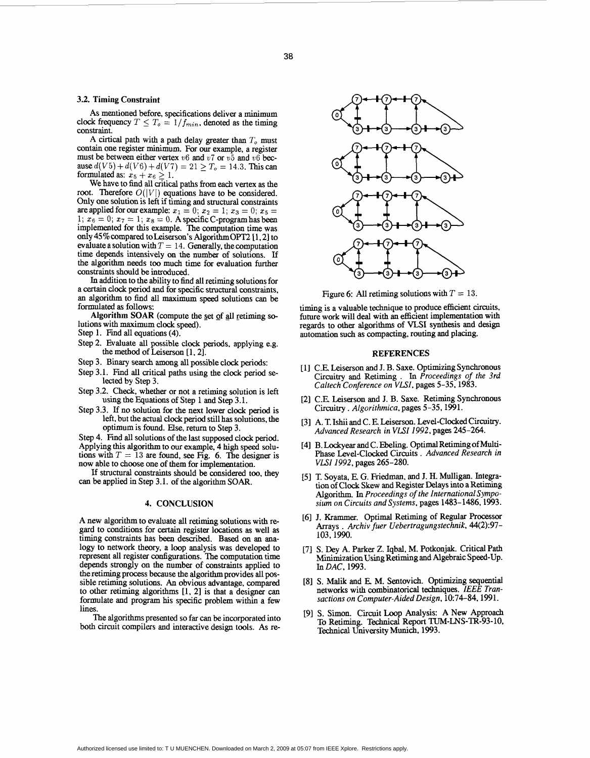### 3.2. Timing Constraint

As mentioned before, specifications deliver a minimum clock frequency $T \leq T_o = 1/f_{min}$, denoted as the timing constraint.

A cirtical path with a path delay greater than $T_o$ must contain one register minimum. For our example, a register must be between either vertex $v6$ and $v7$ or $v5$ and $v6$ because $d(V5) + d(V6) + d(V7) = 21 \geq T_o = 14.3$. This can formulated as: $x_5 + x_6 \geq 1$.

We have to find all critical paths from each vertex as the root. Therefore $O(|V|)$ equations have to be considered. Only one solution is left if timing and structural constraints are applied for our example: $x_1 = 0$; $x_2 = 1$; $x_3 = 0$; $x_5 = 1$; $x_6 = 0$; $x_7 = 1$; $x_8 = 0$. A specific C-program has been implemented for this example. The computation time was only 45% compared to Leiserson's Algorithm OPT2 [1,2] to evaluate a solution with $T = 14$. Generally, the computation time depends intensively on the number of solutions. If the algorithm needs too much time for evaluation further constraints should be introduced.

In addition to the ability to find all retiming solutions for a certain clock period and for specific structural constraints, an algorithm to find all maximum speed solutions can be formulated as follows:

**Algorithm SOAR** (compute the set of all retiming solutions with maximum clock speed).

Step 1. Find all equations (4).

Step 2. Evaluate all possible clock periods, applying e.g. the method of Leiserson [1, 2].

Step 3. Binary search among all possible clock periods:

Step 3.1. Find all critical paths using the clock period selected by Step 3.

Step 3.2. Check, whether or not a retiming solution is left using the Equations of Step 1 and Step 3.1.

Step 3.3. If no solution for the next lower clock period is left, but the actual clock period still has solutions, the optimum is found. Else, return to Step 3.

Step 4. Find all solutions of the last supposed clock period.

Applying this algorithm to our example, 4 high speed solutions with $T = 13$ are found, see Fig. 6. The designer is now able to choose one of them for implementation.

If structural constraints should be considered too, they can be applied in Step 3.1. of the algorithm SOAR.

Figure 6: All retiming solutions with $T = 13$.

## 4. CONCLUSION

A new algorithm to evaluate all retiming solutions with regard to conditions for certain register locations as well as timing constraints has been described. Based on an analogy to network theory, a loop analysis was developed to represent all register configurations. The computation time depends strongly on the number of constraints applied to the retiming process because the algorithm provides all possible retiming solutions. An obvious advantage, compared to other retiming algorithms [1, 2] is that a designer can formulate and program his specific problem within a few lines.

The algorithms presented so far can be incorporated into both circuit compilers and interactive design tools. As retiming is a valuable technique to produce efficient circuits, future work will deal with an efficient implementation with regards to other algorithms of VLSI synthesis and design automation such as compacting, routing and placing.

## REFERENCES

[1] C.E. Leiserson and J. B. Saxe. Optimizing Synchronous Circuitry and Retiming . In *Proceedings of the 3rd Caltech Conference on VLSI*, pages 5-35, 1983.

[2] C.E. Leiserson and J. B. Saxe. Retiming Synchronous Circuitry . *Algorithmica*, pages 5-35, 1991.

[3] A. T. Ishii and C. E. Leiserson. Level-Clocked Circuitry. *Advanced Research in VLSI 1992*, pages 245-264.

[4] B. Lockyear and C. Ebeling. Optimal Retiming of Multi-Phase Level-Clocked Circuits . *Advanced Research in VLSI 1992*, pages 265-280.

[5] T. Soyata, E. G. Friedman, and J. H. Mulligan. Integration of Clock Skew and Register Delays into a Retiming Algorithm. In *Proceedings of the International Symposium on Circuits and Systems*, pages 1483-1486, 1993.

[6] J. Krammer. Optimal Retiming of Regular Processor Arrays . *Archiv fuer Uebertragungstechnik*, 44(2):97-103, 1990.

[7] S. Dey A. Parker Z. Iqbal, M. Potkonjak. Critical Path Minimization Using Retiming and Algebraic Speed-Up. In *DAC*, 1993.

[8] S. Malik and E. M. Sentovich. Optimizing sequential networks with combinatorical techniques. *IEEE Transactions on Computer-Aided Design*, 10:74-84, 1991.

[9] S. Simon. Circuit Loop Analysis: A New Approach To Retiming. Technical Report TUM-LNS-TR-93-10, Technical University Munich, 1993.